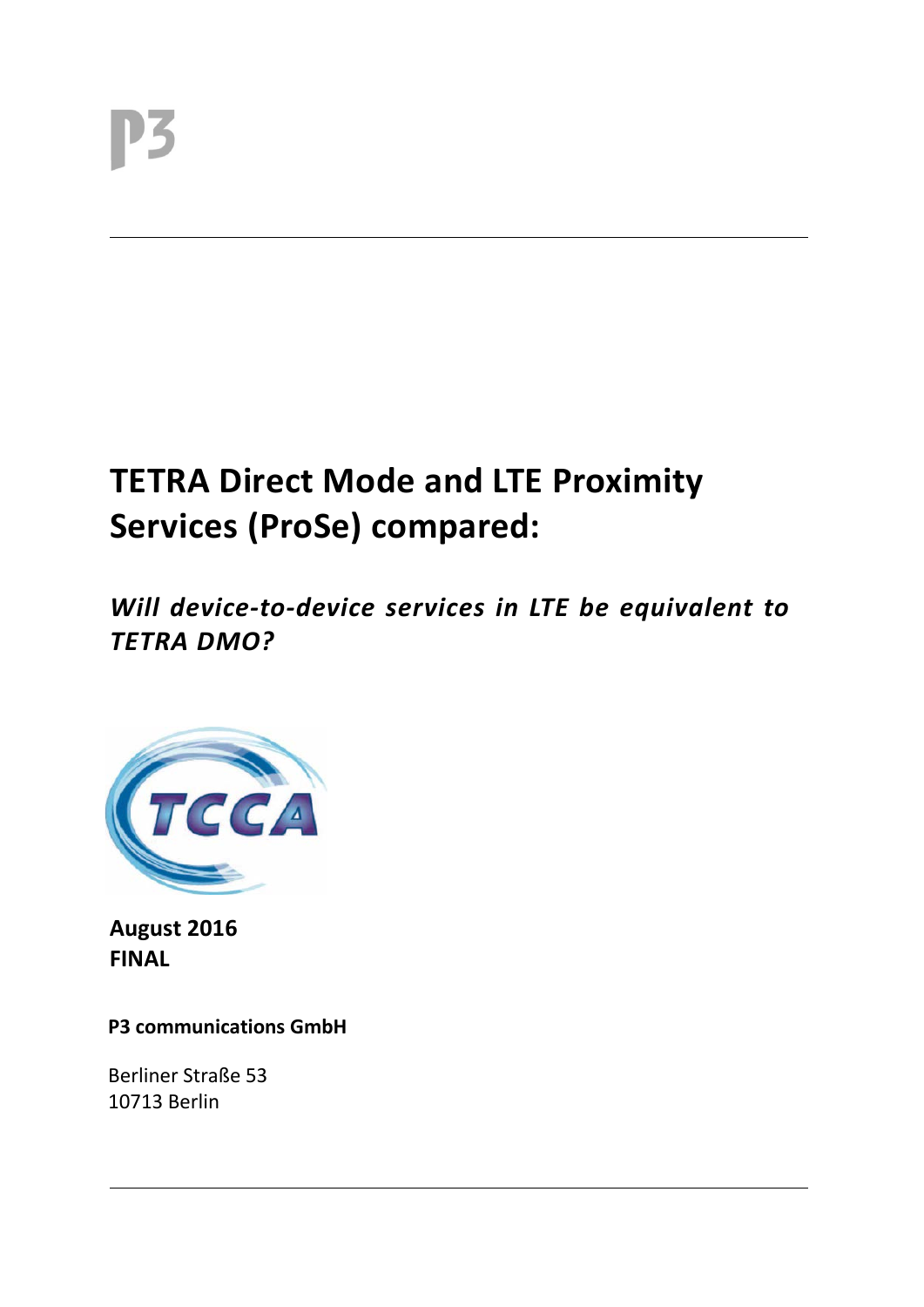P3

# TETRA Direct Mode and LTE Proximity Services (ProSe) compared:

***Will device-to-device services in LTE be equivalent to TETRA DMO?***

TCCA

**August 2016**
**FINAL**

**P3 communications GmbH**

Berliner Straße 53
10713 Berlin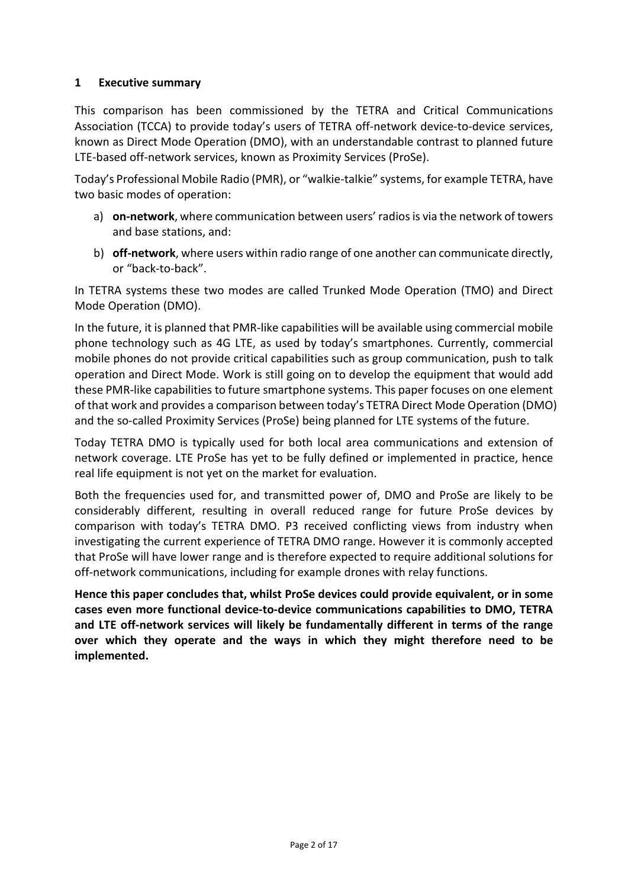# 1 Executive summary

This comparison has been commissioned by the TETRA and Critical Communications Association (TCCA) to provide today's users of TETRA off-network device-to-device services, known as Direct Mode Operation (DMO), with an understandable contrast to planned future LTE-based off-network services, known as Proximity Services (ProSe).

Today's Professional Mobile Radio (PMR), or "walkie-talkie" systems, for example TETRA, have two basic modes of operation:

a) **on-network**, where communication between users' radios is via the network of towers and base stations, and:

b) **off-network**, where users within radio range of one another can communicate directly, or "back-to-back".

In TETRA systems these two modes are called Trunked Mode Operation (TMO) and Direct Mode Operation (DMO).

In the future, it is planned that PMR-like capabilities will be available using commercial mobile phone technology such as 4G LTE, as used by today's smartphones. Currently, commercial mobile phones do not provide critical capabilities such as group communication, push to talk operation and Direct Mode. Work is still going on to develop the equipment that would add these PMR-like capabilities to future smartphone systems. This paper focuses on one element of that work and provides a comparison between today's TETRA Direct Mode Operation (DMO) and the so-called Proximity Services (ProSe) being planned for LTE systems of the future.

Today TETRA DMO is typically used for both local area communications and extension of network coverage. LTE ProSe has yet to be fully defined or implemented in practice, hence real life equipment is not yet on the market for evaluation.

Both the frequencies used for, and transmitted power of, DMO and ProSe are likely to be considerably different, resulting in overall reduced range for future ProSe devices by comparison with today's TETRA DMO. P3 received conflicting views from industry when investigating the current experience of TETRA DMO range. However it is commonly accepted that ProSe will have lower range and is therefore expected to require additional solutions for off-network communications, including for example drones with relay functions.

**Hence this paper concludes that, whilst ProSe devices could provide equivalent, or in some cases even more functional device-to-device communications capabilities to DMO, TETRA and LTE off-network services will likely be fundamentally different in terms of the range over which they operate and the ways in which they might therefore need to be implemented.**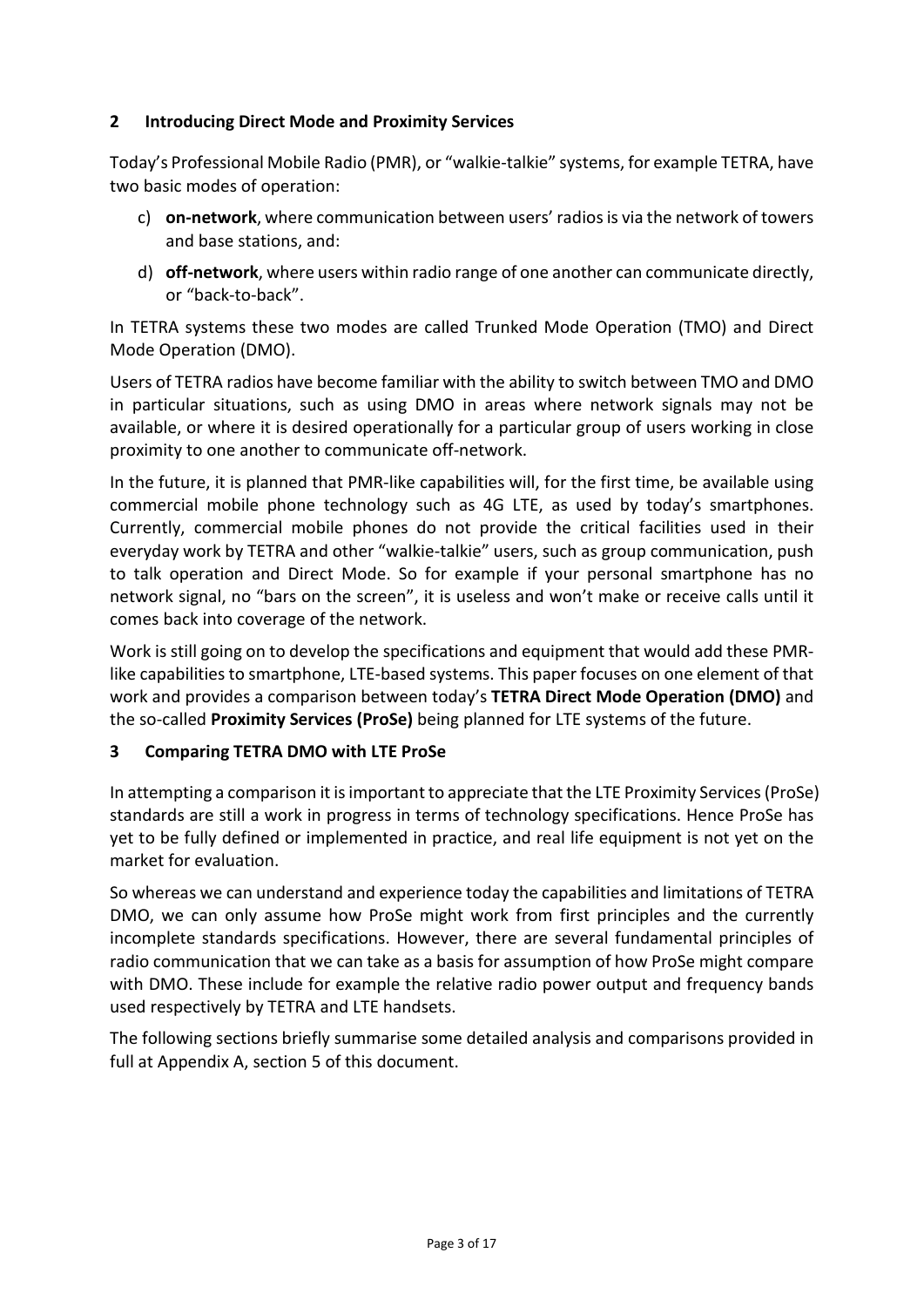## 2 Introducing Direct Mode and Proximity Services

Today's Professional Mobile Radio (PMR), or "walkie-talkie" systems, for example TETRA, have two basic modes of operation:

c) **on-network**, where communication between users' radios is via the network of towers and base stations, and:

d) **off-network**, where users within radio range of one another can communicate directly, or "back-to-back".

In TETRA systems these two modes are called Trunked Mode Operation (TMO) and Direct Mode Operation (DMO).

Users of TETRA radios have become familiar with the ability to switch between TMO and DMO in particular situations, such as using DMO in areas where network signals may not be available, or where it is desired operationally for a particular group of users working in close proximity to one another to communicate off-network.

In the future, it is planned that PMR-like capabilities will, for the first time, be available using commercial mobile phone technology such as 4G LTE, as used by today's smartphones. Currently, commercial mobile phones do not provide the critical facilities used in their everyday work by TETRA and other "walkie-talkie" users, such as group communication, push to talk operation and Direct Mode. So for example if your personal smartphone has no network signal, no "bars on the screen", it is useless and won't make or receive calls until it comes back into coverage of the network.

Work is still going on to develop the specifications and equipment that would add these PMR-like capabilities to smartphone, LTE-based systems. This paper focuses on one element of that work and provides a comparison between today's **TETRA Direct Mode Operation (DMO)** and the so-called **Proximity Services (ProSe)** being planned for LTE systems of the future.

## 3 Comparing TETRA DMO with LTE ProSe

In attempting a comparison it is important to appreciate that the LTE Proximity Services (ProSe) standards are still a work in progress in terms of technology specifications. Hence ProSe has yet to be fully defined or implemented in practice, and real life equipment is not yet on the market for evaluation.

So whereas we can understand and experience today the capabilities and limitations of TETRA DMO, we can only assume how ProSe might work from first principles and the currently incomplete standards specifications. However, there are several fundamental principles of radio communication that we can take as a basis for assumption of how ProSe might compare with DMO. These include for example the relative radio power output and frequency bands used respectively by TETRA and LTE handsets.

The following sections briefly summarise some detailed analysis and comparisons provided in full at Appendix A, section 5 of this document.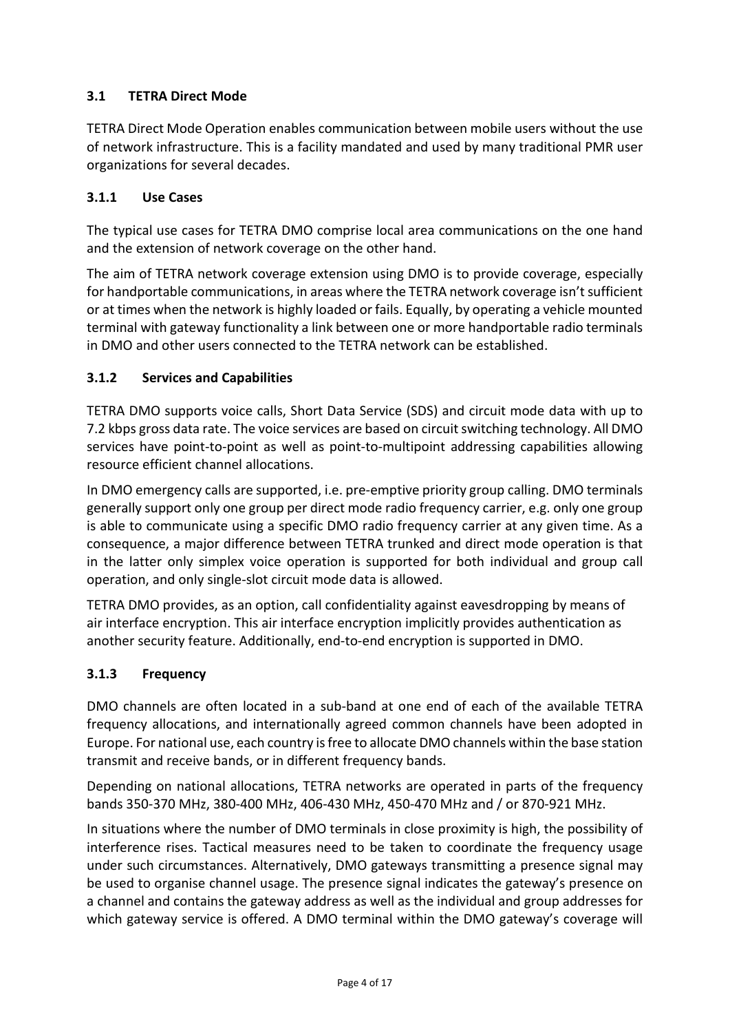## 3.1 TETRA Direct Mode

TETRA Direct Mode Operation enables communication between mobile users without the use of network infrastructure. This is a facility mandated and used by many traditional PMR user organizations for several decades.

### 3.1.1 Use Cases

The typical use cases for TETRA DMO comprise local area communications on the one hand and the extension of network coverage on the other hand.

The aim of TETRA network coverage extension using DMO is to provide coverage, especially for handportable communications, in areas where the TETRA network coverage isn't sufficient or at times when the network is highly loaded or fails. Equally, by operating a vehicle mounted terminal with gateway functionality a link between one or more handportable radio terminals in DMO and other users connected to the TETRA network can be established.

### 3.1.2 Services and Capabilities

TETRA DMO supports voice calls, Short Data Service (SDS) and circuit mode data with up to 7.2 kbps gross data rate. The voice services are based on circuit switching technology. All DMO services have point-to-point as well as point-to-multipoint addressing capabilities allowing resource efficient channel allocations.

In DMO emergency calls are supported, i.e. pre-emptive priority group calling. DMO terminals generally support only one group per direct mode radio frequency carrier, e.g. only one group is able to communicate using a specific DMO radio frequency carrier at any given time. As a consequence, a major difference between TETRA trunked and direct mode operation is that in the latter only simplex voice operation is supported for both individual and group call operation, and only single-slot circuit mode data is allowed.

TETRA DMO provides, as an option, call confidentiality against eavesdropping by means of air interface encryption. This air interface encryption implicitly provides authentication as another security feature. Additionally, end-to-end encryption is supported in DMO.

### 3.1.3 Frequency

DMO channels are often located in a sub-band at one end of each of the available TETRA frequency allocations, and internationally agreed common channels have been adopted in Europe. For national use, each country is free to allocate DMO channels within the base station transmit and receive bands, or in different frequency bands.

Depending on national allocations, TETRA networks are operated in parts of the frequency bands 350-370 MHz, 380-400 MHz, 406-430 MHz, 450-470 MHz and / or 870-921 MHz.

In situations where the number of DMO terminals in close proximity is high, the possibility of interference rises. Tactical measures need to be taken to coordinate the frequency usage under such circumstances. Alternatively, DMO gateways transmitting a presence signal may be used to organise channel usage. The presence signal indicates the gateway's presence on a channel and contains the gateway address as well as the individual and group addresses for which gateway service is offered. A DMO terminal within the DMO gateway's coverage will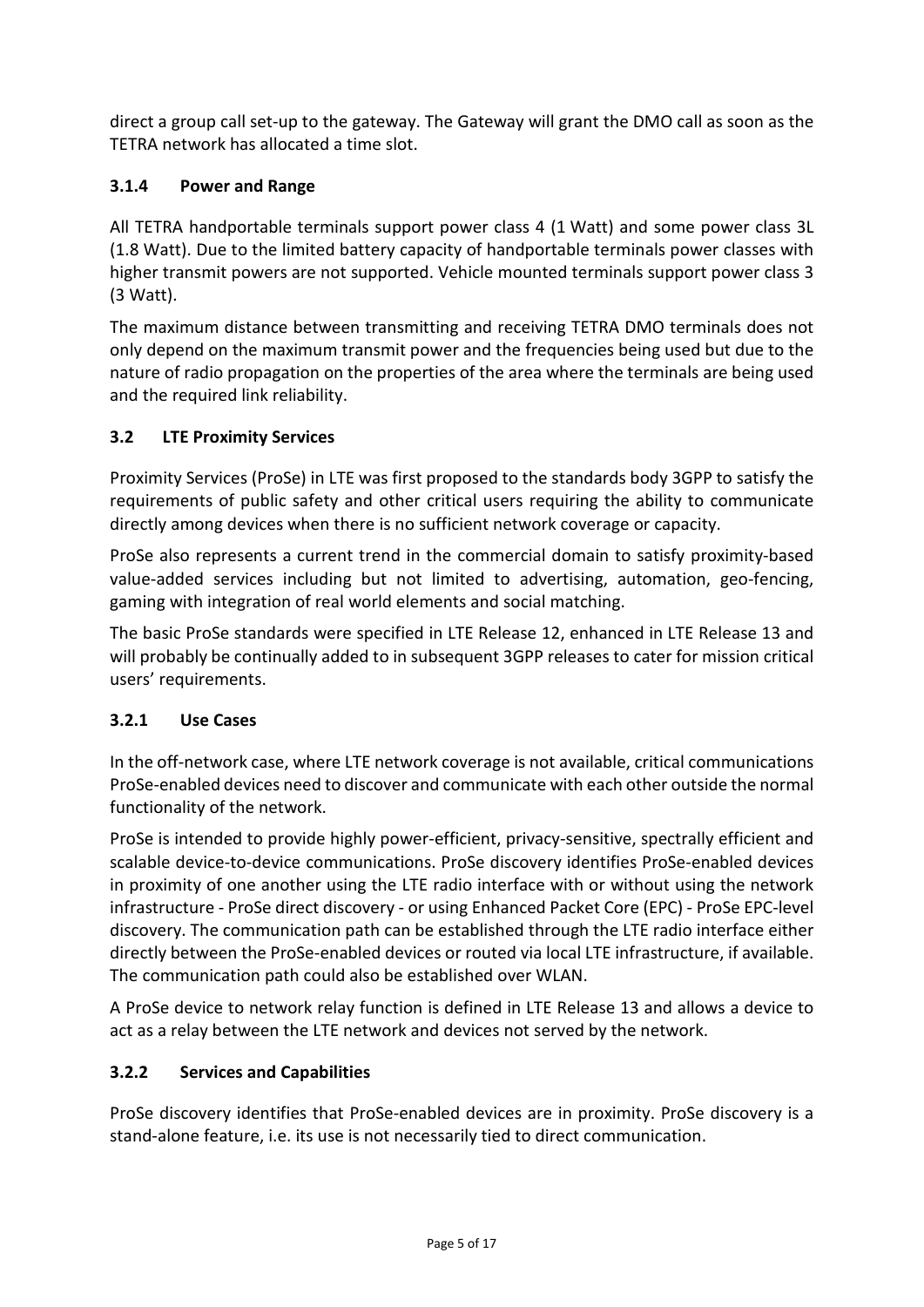direct a group call set-up to the gateway. The Gateway will grant the DMO call as soon as the TETRA network has allocated a time slot.

### 3.1.4 Power and Range

All TETRA handportable terminals support power class 4 (1 Watt) and some power class 3L (1.8 Watt). Due to the limited battery capacity of handportable terminals power classes with higher transmit powers are not supported. Vehicle mounted terminals support power class 3 (3 Watt).

The maximum distance between transmitting and receiving TETRA DMO terminals does not only depend on the maximum transmit power and the frequencies being used but due to the nature of radio propagation on the properties of the area where the terminals are being used and the required link reliability.

## 3.2 LTE Proximity Services

Proximity Services (ProSe) in LTE was first proposed to the standards body 3GPP to satisfy the requirements of public safety and other critical users requiring the ability to communicate directly among devices when there is no sufficient network coverage or capacity.

ProSe also represents a current trend in the commercial domain to satisfy proximity-based value-added services including but not limited to advertising, automation, geo-fencing, gaming with integration of real world elements and social matching.

The basic ProSe standards were specified in LTE Release 12, enhanced in LTE Release 13 and will probably be continually added to in subsequent 3GPP releases to cater for mission critical users' requirements.

### 3.2.1 Use Cases

In the off-network case, where LTE network coverage is not available, critical communications ProSe-enabled devices need to discover and communicate with each other outside the normal functionality of the network.

ProSe is intended to provide highly power-efficient, privacy-sensitive, spectrally efficient and scalable device-to-device communications. ProSe discovery identifies ProSe-enabled devices in proximity of one another using the LTE radio interface with or without using the network infrastructure - ProSe direct discovery - or using Enhanced Packet Core (EPC) - ProSe EPC-level discovery. The communication path can be established through the LTE radio interface either directly between the ProSe-enabled devices or routed via local LTE infrastructure, if available. The communication path could also be established over WLAN.

A ProSe device to network relay function is defined in LTE Release 13 and allows a device to act as a relay between the LTE network and devices not served by the network.

### 3.2.2 Services and Capabilities

ProSe discovery identifies that ProSe-enabled devices are in proximity. ProSe discovery is a stand-alone feature, i.e. its use is not necessarily tied to direct communication.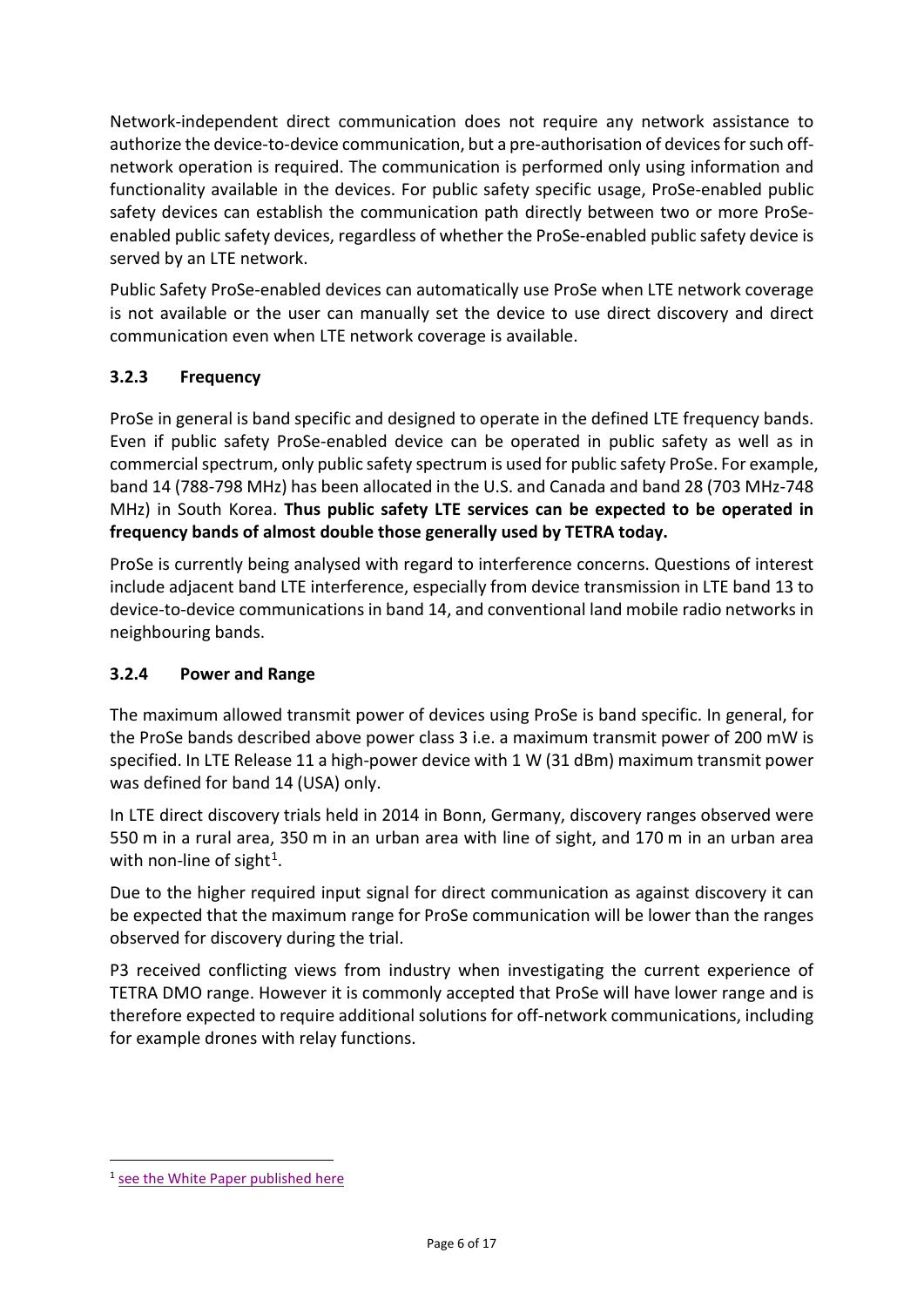Network-independent direct communication does not require any network assistance to authorize the device-to-device communication, but a pre-authorisation of devices for such off-network operation is required. The communication is performed only using information and functionality available in the devices. For public safety specific usage, ProSe-enabled public safety devices can establish the communication path directly between two or more ProSe-enabled public safety devices, regardless of whether the ProSe-enabled public safety device is served by an LTE network.

Public Safety ProSe-enabled devices can automatically use ProSe when LTE network coverage is not available or the user can manually set the device to use direct discovery and direct communication even when LTE network coverage is available.

### 3.2.3 Frequency

ProSe in general is band specific and designed to operate in the defined LTE frequency bands. Even if public safety ProSe-enabled device can be operated in public safety as well as in commercial spectrum, only public safety spectrum is used for public safety ProSe. For example, band 14 (788-798 MHz) has been allocated in the U.S. and Canada and band 28 (703 MHz-748 MHz) in South Korea. **Thus public safety LTE services can be expected to be operated in frequency bands of almost double those generally used by TETRA today.**

ProSe is currently being analysed with regard to interference concerns. Questions of interest include adjacent band LTE interference, especially from device transmission in LTE band 13 to device-to-device communications in band 14, and conventional land mobile radio networks in neighbouring bands.

### 3.2.4 Power and Range

The maximum allowed transmit power of devices using ProSe is band specific. In general, for the ProSe bands described above power class 3 i.e. a maximum transmit power of 200 mW is specified. In LTE Release 11 a high-power device with 1 W (31 dBm) maximum transmit power was defined for band 14 (USA) only.

In LTE direct discovery trials held in 2014 in Bonn, Germany, discovery ranges observed were 550 m in a rural area, 350 m in an urban area with line of sight, and 170 m in an urban area with non-line of sight[1].

Due to the higher required input signal for direct communication as against discovery it can be expected that the maximum range for ProSe communication will be lower than the ranges observed for discovery during the trial.

P3 received conflicting views from industry when investigating the current experience of TETRA DMO range. However it is commonly accepted that ProSe will have lower range and is therefore expected to require additional solutions for off-network communications, including for example drones with relay functions.

---

[1] see the White Paper published here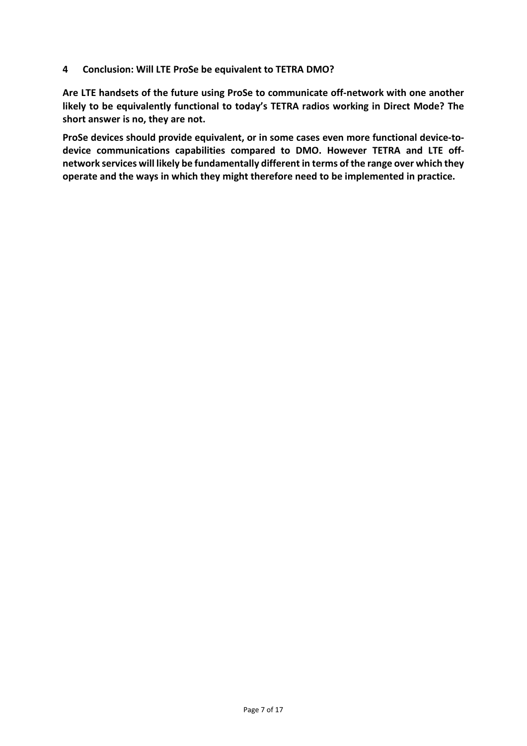## 4 Conclusion: Will LTE ProSe be equivalent to TETRA DMO?

**Are LTE handsets of the future using ProSe to communicate off-network with one another likely to be equivalently functional to today's TETRA radios working in Direct Mode? The short answer is no, they are not.**

**ProSe devices should provide equivalent, or in some cases even more functional device-to-device communications capabilities compared to DMO. However TETRA and LTE off-network services will likely be fundamentally different in terms of the range over which they operate and the ways in which they might therefore need to be implemented in practice.**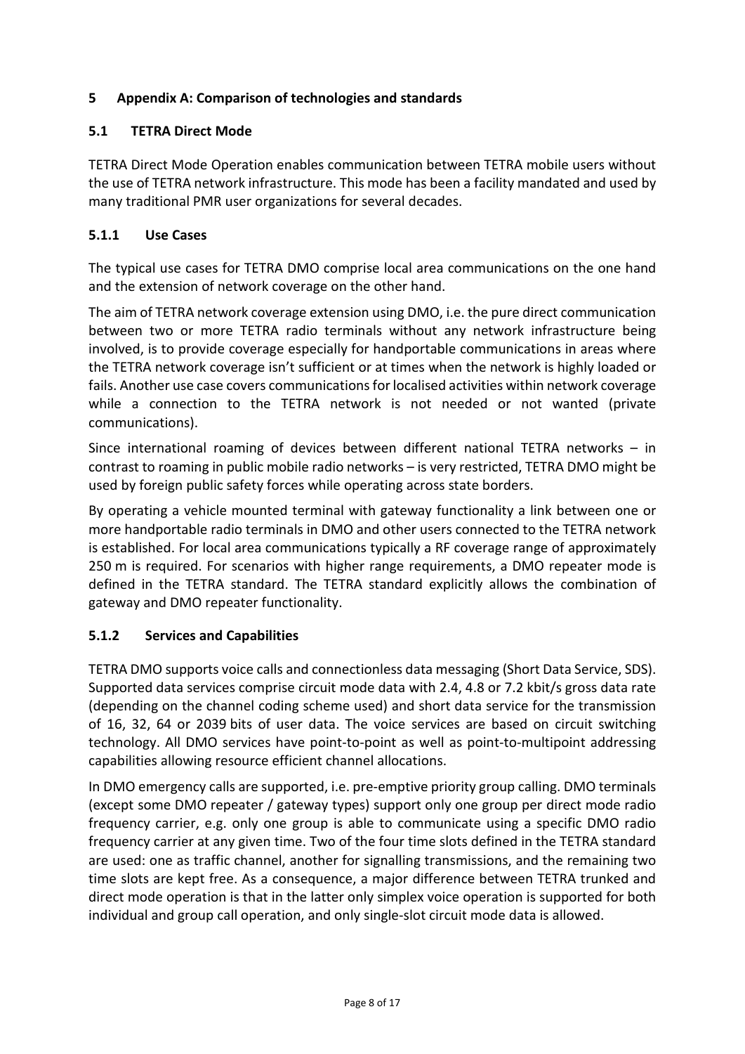## 5 Appendix A: Comparison of technologies and standards

### 5.1 TETRA Direct Mode

TETRA Direct Mode Operation enables communication between TETRA mobile users without the use of TETRA network infrastructure. This mode has been a facility mandated and used by many traditional PMR user organizations for several decades.

#### 5.1.1 Use Cases

The typical use cases for TETRA DMO comprise local area communications on the one hand and the extension of network coverage on the other hand.

The aim of TETRA network coverage extension using DMO, i.e. the pure direct communication between two or more TETRA radio terminals without any network infrastructure being involved, is to provide coverage especially for handportable communications in areas where the TETRA network coverage isn't sufficient or at times when the network is highly loaded or fails. Another use case covers communications for localised activities within network coverage while a connection to the TETRA network is not needed or not wanted (private communications).

Since international roaming of devices between different national TETRA networks – in contrast to roaming in public mobile radio networks – is very restricted, TETRA DMO might be used by foreign public safety forces while operating across state borders.

By operating a vehicle mounted terminal with gateway functionality a link between one or more handportable radio terminals in DMO and other users connected to the TETRA network is established. For local area communications typically a RF coverage range of approximately 250 m is required. For scenarios with higher range requirements, a DMO repeater mode is defined in the TETRA standard. The TETRA standard explicitly allows the combination of gateway and DMO repeater functionality.

#### 5.1.2 Services and Capabilities

TETRA DMO supports voice calls and connectionless data messaging (Short Data Service, SDS). Supported data services comprise circuit mode data with 2.4, 4.8 or 7.2 kbit/s gross data rate (depending on the channel coding scheme used) and short data service for the transmission of 16, 32, 64 or 2039 bits of user data. The voice services are based on circuit switching technology. All DMO services have point-to-point as well as point-to-multipoint addressing capabilities allowing resource efficient channel allocations.

In DMO emergency calls are supported, i.e. pre-emptive priority group calling. DMO terminals (except some DMO repeater / gateway types) support only one group per direct mode radio frequency carrier, e.g. only one group is able to communicate using a specific DMO radio frequency carrier at any given time. Two of the four time slots defined in the TETRA standard are used: one as traffic channel, another for signalling transmissions, and the remaining two time slots are kept free. As a consequence, a major difference between TETRA trunked and direct mode operation is that in the latter only simplex voice operation is supported for both individual and group call operation, and only single-slot circuit mode data is allowed.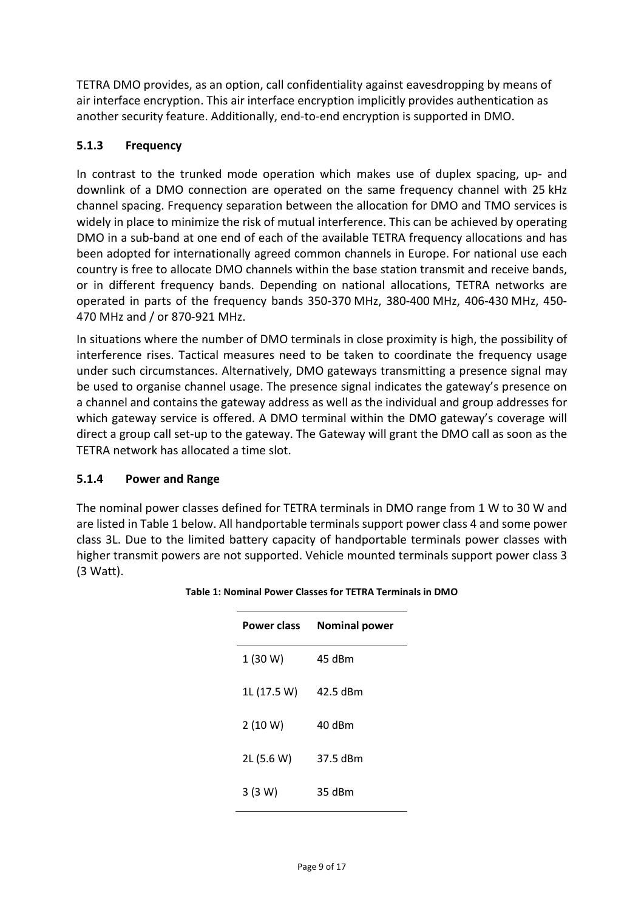TETRA DMO provides, as an option, call confidentiality against eavesdropping by means of air interface encryption. This air interface encryption implicitly provides authentication as another security feature. Additionally, end-to-end encryption is supported in DMO.

### 5.1.3 Frequency

In contrast to the trunked mode operation which makes use of duplex spacing, up- and downlink of a DMO connection are operated on the same frequency channel with 25 kHz channel spacing. Frequency separation between the allocation for DMO and TMO services is widely in place to minimize the risk of mutual interference. This can be achieved by operating DMO in a sub-band at one end of each of the available TETRA frequency allocations and has been adopted for internationally agreed common channels in Europe. For national use each country is free to allocate DMO channels within the base station transmit and receive bands, or in different frequency bands. Depending on national allocations, TETRA networks are operated in parts of the frequency bands 350-370 MHz, 380-400 MHz, 406-430 MHz, 450-470 MHz and / or 870-921 MHz.

In situations where the number of DMO terminals in close proximity is high, the possibility of interference rises. Tactical measures need to be taken to coordinate the frequency usage under such circumstances. Alternatively, DMO gateways transmitting a presence signal may be used to organise channel usage. The presence signal indicates the gateway's presence on a channel and contains the gateway address as well as the individual and group addresses for which gateway service is offered. A DMO terminal within the DMO gateway's coverage will direct a group call set-up to the gateway. The Gateway will grant the DMO call as soon as the TETRA network has allocated a time slot.

### 5.1.4 Power and Range

The nominal power classes defined for TETRA terminals in DMO range from 1 W to 30 W and are listed in Table 1 below. All handportable terminals support power class 4 and some power class 3L. Due to the limited battery capacity of handportable terminals power classes with higher transmit powers are not supported. Vehicle mounted terminals support power class 3 (3 Watt).

**Table 1: Nominal Power Classes for TETRA Terminals in DMO**

| Power class | Nominal power |
|---|---|
| 1 (30 W) | 45 dBm |
| 1L (17.5 W) | 42.5 dBm |
| 2 (10 W) | 40 dBm |
| 2L (5.6 W) | 37.5 dBm |
| 3 (3 W) | 35 dBm |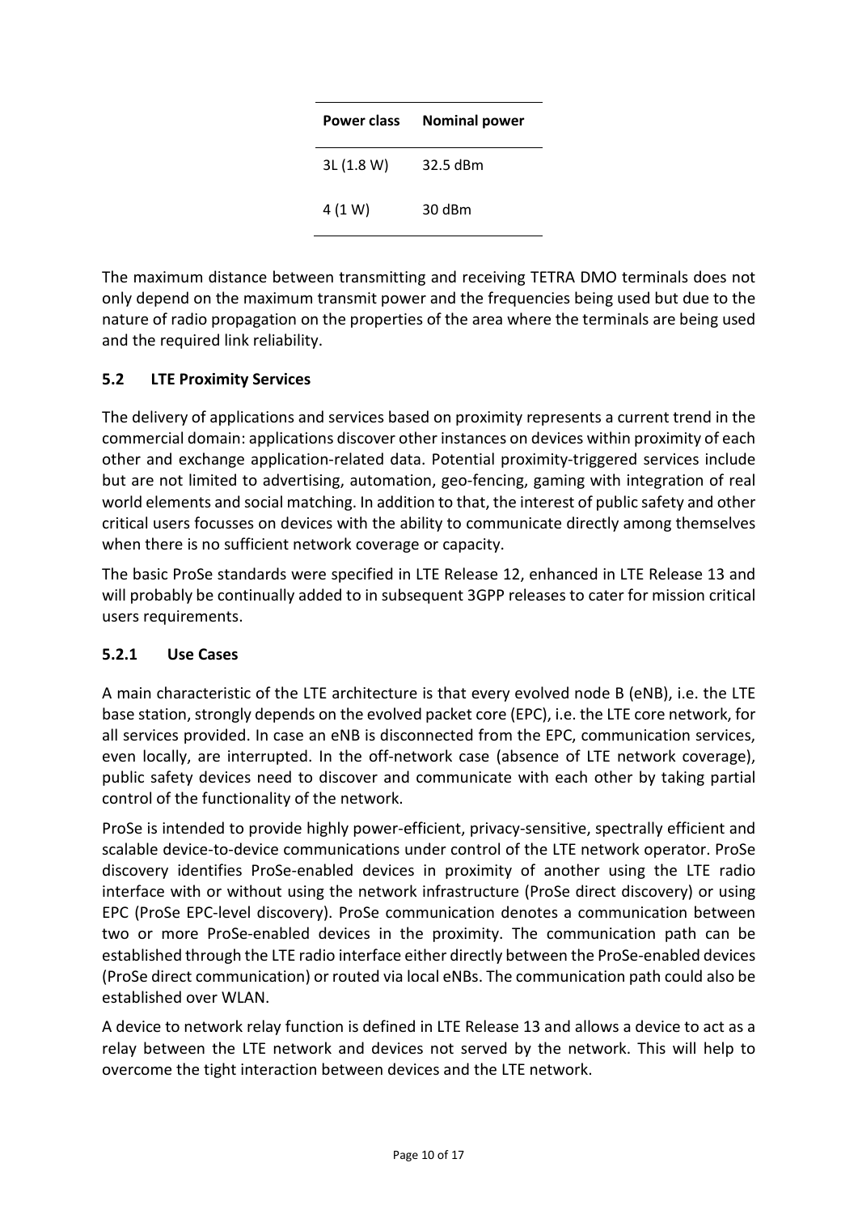| Power class | Nominal power |
|---|---|
| 3L (1.8 W) | 32.5 dBm |
| 4 (1 W) | 30 dBm |

The maximum distance between transmitting and receiving TETRA DMO terminals does not only depend on the maximum transmit power and the frequencies being used but due to the nature of radio propagation on the properties of the area where the terminals are being used and the required link reliability.

### 5.2 LTE Proximity Services

The delivery of applications and services based on proximity represents a current trend in the commercial domain: applications discover other instances on devices within proximity of each other and exchange application-related data. Potential proximity-triggered services include but are not limited to advertising, automation, geo-fencing, gaming with integration of real world elements and social matching. In addition to that, the interest of public safety and other critical users focusses on devices with the ability to communicate directly among themselves when there is no sufficient network coverage or capacity.

The basic ProSe standards were specified in LTE Release 12, enhanced in LTE Release 13 and will probably be continually added to in subsequent 3GPP releases to cater for mission critical users requirements.

#### 5.2.1 Use Cases

A main characteristic of the LTE architecture is that every evolved node B (eNB), i.e. the LTE base station, strongly depends on the evolved packet core (EPC), i.e. the LTE core network, for all services provided. In case an eNB is disconnected from the EPC, communication services, even locally, are interrupted. In the off-network case (absence of LTE network coverage), public safety devices need to discover and communicate with each other by taking partial control of the functionality of the network.

ProSe is intended to provide highly power-efficient, privacy-sensitive, spectrally efficient and scalable device-to-device communications under control of the LTE network operator. ProSe discovery identifies ProSe-enabled devices in proximity of another using the LTE radio interface with or without using the network infrastructure (ProSe direct discovery) or using EPC (ProSe EPC-level discovery). ProSe communication denotes a communication between two or more ProSe-enabled devices in the proximity. The communication path can be established through the LTE radio interface either directly between the ProSe-enabled devices (ProSe direct communication) or routed via local eNBs. The communication path could also be established over WLAN.

A device to network relay function is defined in LTE Release 13 and allows a device to act as a relay between the LTE network and devices not served by the network. This will help to overcome the tight interaction between devices and the LTE network.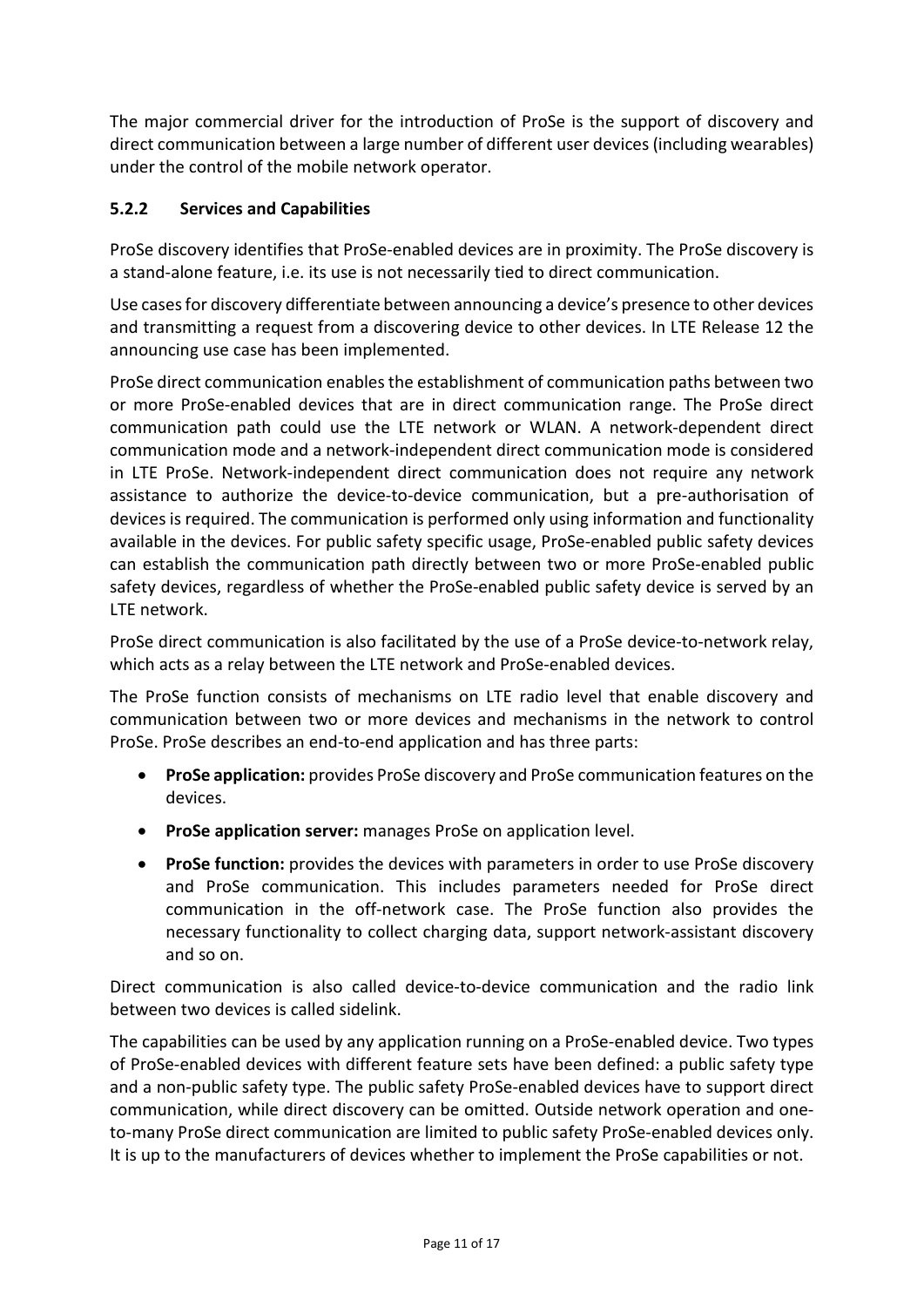The major commercial driver for the introduction of ProSe is the support of discovery and direct communication between a large number of different user devices (including wearables) under the control of the mobile network operator.

### 5.2.2 Services and Capabilities

ProSe discovery identifies that ProSe-enabled devices are in proximity. The ProSe discovery is a stand-alone feature, i.e. its use is not necessarily tied to direct communication.

Use cases for discovery differentiate between announcing a device's presence to other devices and transmitting a request from a discovering device to other devices. In LTE Release 12 the announcing use case has been implemented.

ProSe direct communication enables the establishment of communication paths between two or more ProSe-enabled devices that are in direct communication range. The ProSe direct communication path could use the LTE network or WLAN. A network-dependent direct communication mode and a network-independent direct communication mode is considered in LTE ProSe. Network-independent direct communication does not require any network assistance to authorize the device-to-device communication, but a pre-authorisation of devices is required. The communication is performed only using information and functionality available in the devices. For public safety specific usage, ProSe-enabled public safety devices can establish the communication path directly between two or more ProSe-enabled public safety devices, regardless of whether the ProSe-enabled public safety device is served by an LTE network.

ProSe direct communication is also facilitated by the use of a ProSe device-to-network relay, which acts as a relay between the LTE network and ProSe-enabled devices.

The ProSe function consists of mechanisms on LTE radio level that enable discovery and communication between two or more devices and mechanisms in the network to control ProSe. ProSe describes an end-to-end application and has three parts:

- **ProSe application:** provides ProSe discovery and ProSe communication features on the devices.
- **ProSe application server:** manages ProSe on application level.
- **ProSe function:** provides the devices with parameters in order to use ProSe discovery and ProSe communication. This includes parameters needed for ProSe direct communication in the off-network case. The ProSe function also provides the necessary functionality to collect charging data, support network-assistant discovery and so on.

Direct communication is also called device-to-device communication and the radio link between two devices is called sidelink.

The capabilities can be used by any application running on a ProSe-enabled device. Two types of ProSe-enabled devices with different feature sets have been defined: a public safety type and a non-public safety type. The public safety ProSe-enabled devices have to support direct communication, while direct discovery can be omitted. Outside network operation and one-to-many ProSe direct communication are limited to public safety ProSe-enabled devices only. It is up to the manufacturers of devices whether to implement the ProSe capabilities or not.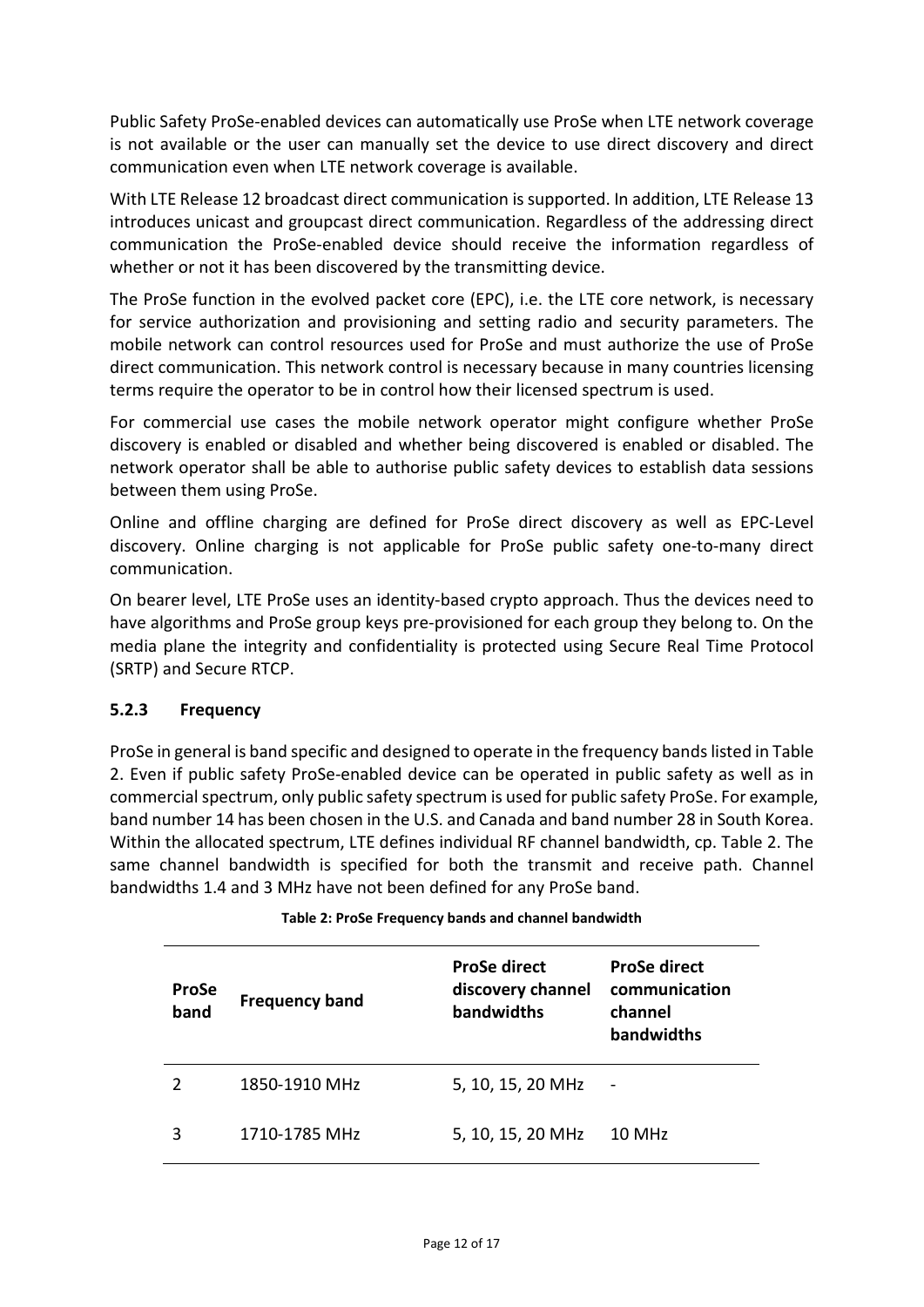Public Safety ProSe-enabled devices can automatically use ProSe when LTE network coverage is not available or the user can manually set the device to use direct discovery and direct communication even when LTE network coverage is available.

With LTE Release 12 broadcast direct communication is supported. In addition, LTE Release 13 introduces unicast and groupcast direct communication. Regardless of the addressing direct communication the ProSe-enabled device should receive the information regardless of whether or not it has been discovered by the transmitting device.

The ProSe function in the evolved packet core (EPC), i.e. the LTE core network, is necessary for service authorization and provisioning and setting radio and security parameters. The mobile network can control resources used for ProSe and must authorize the use of ProSe direct communication. This network control is necessary because in many countries licensing terms require the operator to be in control how their licensed spectrum is used.

For commercial use cases the mobile network operator might configure whether ProSe discovery is enabled or disabled and whether being discovered is enabled or disabled. The network operator shall be able to authorise public safety devices to establish data sessions between them using ProSe.

Online and offline charging are defined for ProSe direct discovery as well as EPC-Level discovery. Online charging is not applicable for ProSe public safety one-to-many direct communication.

On bearer level, LTE ProSe uses an identity-based crypto approach. Thus the devices need to have algorithms and ProSe group keys pre-provisioned for each group they belong to. On the media plane the integrity and confidentiality is protected using Secure Real Time Protocol (SRTP) and Secure RTCP.

### 5.2.3 Frequency

ProSe in general is band specific and designed to operate in the frequency bands listed in Table 2. Even if public safety ProSe-enabled device can be operated in public safety as well as in commercial spectrum, only public safety spectrum is used for public safety ProSe. For example, band number 14 has been chosen in the U.S. and Canada and band number 28 in South Korea. Within the allocated spectrum, LTE defines individual RF channel bandwidth, cp. Table 2. The same channel bandwidth is specified for both the transmit and receive path. Channel bandwidths 1.4 and 3 MHz have not been defined for any ProSe band.

**Table 2: ProSe Frequency bands and channel bandwidth**

| ProSe band | Frequency band | ProSe direct discovery channel bandwidths | ProSe direct communication channel bandwidths |
|---|---|---|---|
| 2 | 1850-1910 MHz | 5, 10, 15, 20 MHz | - |
| 3 | 1710-1785 MHz | 5, 10, 15, 20 MHz | 10 MHz |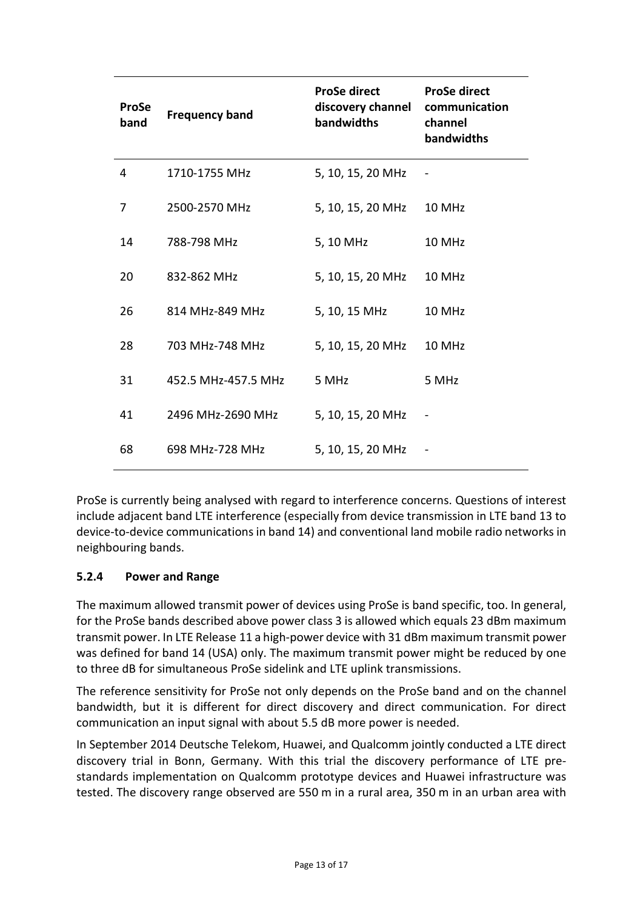| ProSe band | Frequency band | ProSe direct discovery channel bandwidths | ProSe direct communication channel bandwidths |
|---|---|---|---|
| 4 | 1710-1755 MHz | 5, 10, 15, 20 MHz | - |
| 7 | 2500-2570 MHz | 5, 10, 15, 20 MHz | 10 MHz |
| 14 | 788-798 MHz | 5, 10 MHz | 10 MHz |
| 20 | 832-862 MHz | 5, 10, 15, 20 MHz | 10 MHz |
| 26 | 814 MHz-849 MHz | 5, 10, 15 MHz | 10 MHz |
| 28 | 703 MHz-748 MHz | 5, 10, 15, 20 MHz | 10 MHz |
| 31 | 452.5 MHz-457.5 MHz | 5 MHz | 5 MHz |
| 41 | 2496 MHz-2690 MHz | 5, 10, 15, 20 MHz | - |
| 68 | 698 MHz-728 MHz | 5, 10, 15, 20 MHz | - |

ProSe is currently being analysed with regard to interference concerns. Questions of interest include adjacent band LTE interference (especially from device transmission in LTE band 13 to device-to-device communications in band 14) and conventional land mobile radio networks in neighbouring bands.

### 5.2.4 Power and Range

The maximum allowed transmit power of devices using ProSe is band specific, too. In general, for the ProSe bands described above power class 3 is allowed which equals 23 dBm maximum transmit power. In LTE Release 11 a high-power device with 31 dBm maximum transmit power was defined for band 14 (USA) only. The maximum transmit power might be reduced by one to three dB for simultaneous ProSe sidelink and LTE uplink transmissions.

The reference sensitivity for ProSe not only depends on the ProSe band and on the channel bandwidth, but it is different for direct discovery and direct communication. For direct communication an input signal with about 5.5 dB more power is needed.

In September 2014 Deutsche Telekom, Huawei, and Qualcomm jointly conducted a LTE direct discovery trial in Bonn, Germany. With this trial the discovery performance of LTE pre-standards implementation on Qualcomm prototype devices and Huawei infrastructure was tested. The discovery range observed are 550 m in a rural area, 350 m in an urban area with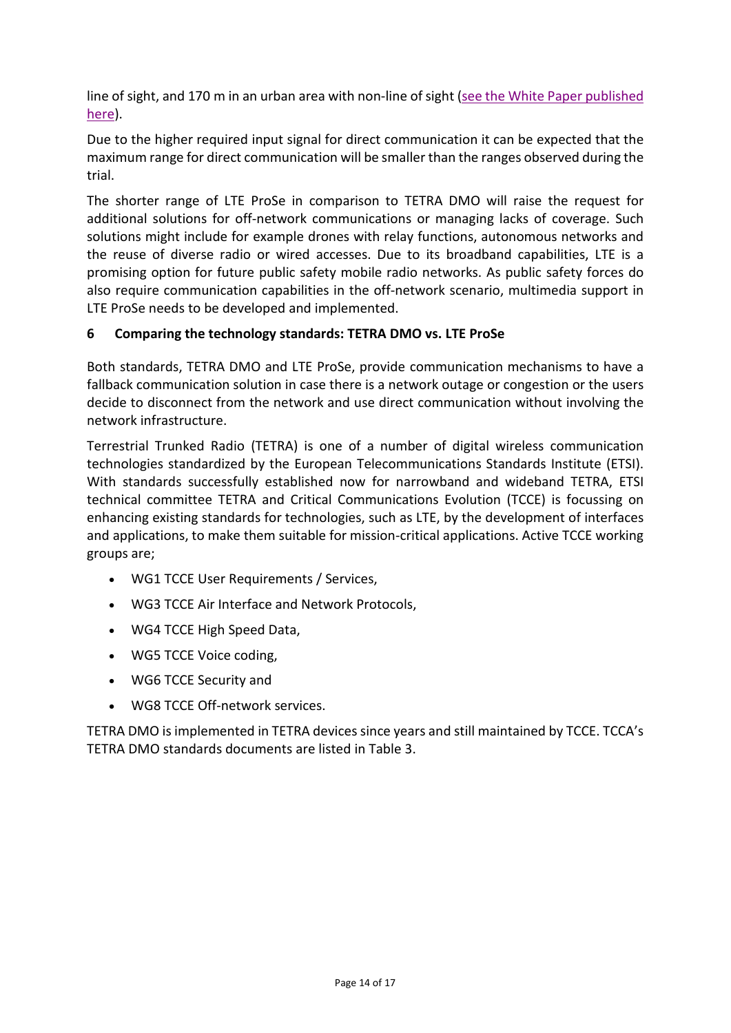line of sight, and 170 m in an urban area with non-line of sight ([see the White Paper published here](#)).

Due to the higher required input signal for direct communication it can be expected that the maximum range for direct communication will be smaller than the ranges observed during the trial.

The shorter range of LTE ProSe in comparison to TETRA DMO will raise the request for additional solutions for off-network communications or managing lacks of coverage. Such solutions might include for example drones with relay functions, autonomous networks and the reuse of diverse radio or wired accesses. Due to its broadband capabilities, LTE is a promising option for future public safety mobile radio networks. As public safety forces do also require communication capabilities in the off-network scenario, multimedia support in LTE ProSe needs to be developed and implemented.

## 6 Comparing the technology standards: TETRA DMO vs. LTE ProSe

Both standards, TETRA DMO and LTE ProSe, provide communication mechanisms to have a fallback communication solution in case there is a network outage or congestion or the users decide to disconnect from the network and use direct communication without involving the network infrastructure.

Terrestrial Trunked Radio (TETRA) is one of a number of digital wireless communication technologies standardized by the European Telecommunications Standards Institute (ETSI). With standards successfully established now for narrowband and wideband TETRA, ETSI technical committee TETRA and Critical Communications Evolution (TCCE) is focussing on enhancing existing standards for technologies, such as LTE, by the development of interfaces and applications, to make them suitable for mission-critical applications. Active TCCE working groups are;

- WG1 TCCE User Requirements / Services,
- WG3 TCCE Air Interface and Network Protocols,
- WG4 TCCE High Speed Data,
- WG5 TCCE Voice coding,
- WG6 TCCE Security and
- WG8 TCCE Off-network services.

TETRA DMO is implemented in TETRA devices since years and still maintained by TCCE. TCCA's TETRA DMO standards documents are listed in Table 3.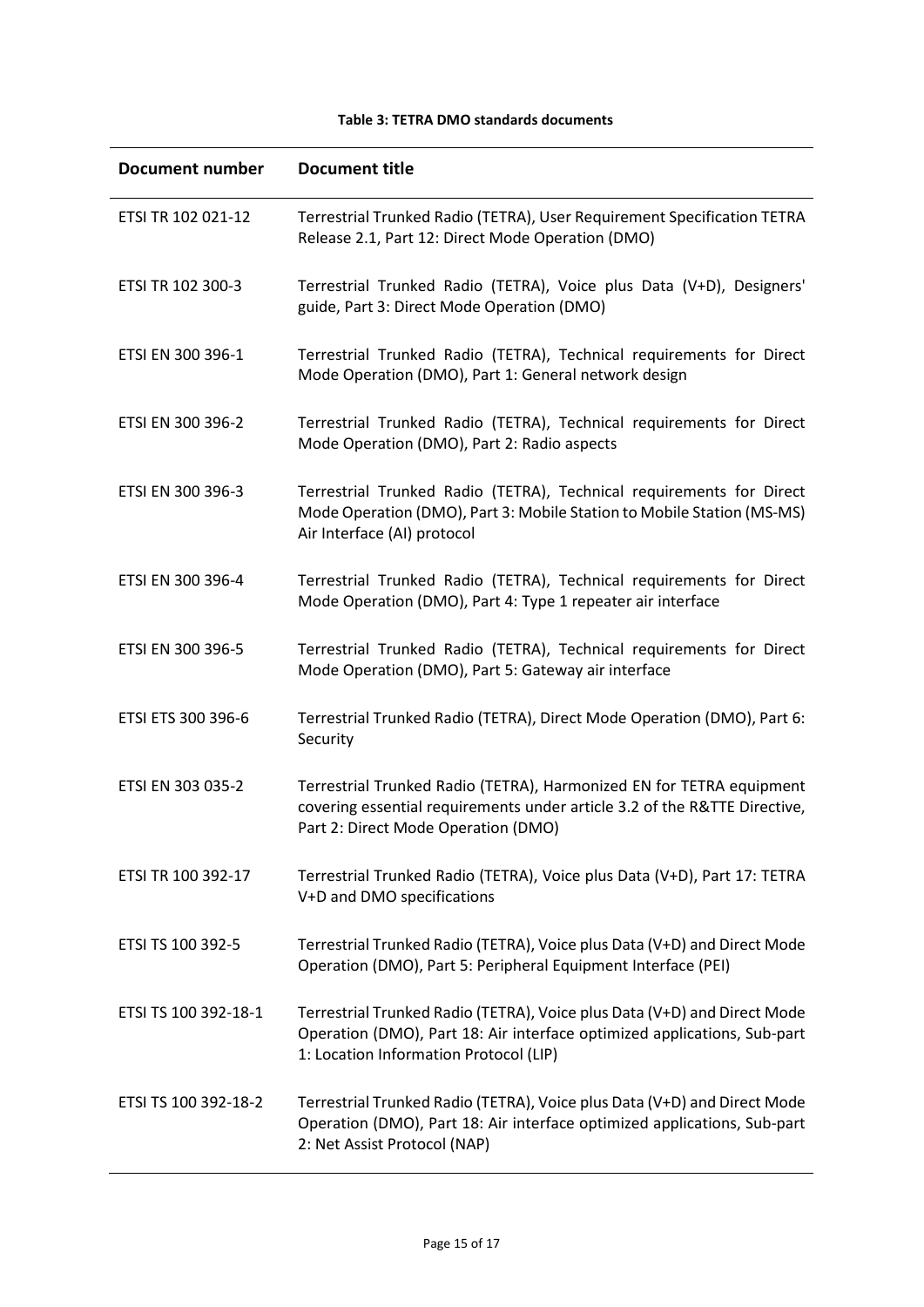**Table 3: TETRA DMO standards documents**

| Document number | Document title |
|---|---|
| ETSI TR 102 021-12 | Terrestrial Trunked Radio (TETRA), User Requirement Specification TETRA Release 2.1, Part 12: Direct Mode Operation (DMO) |
| ETSI TR 102 300-3 | Terrestrial Trunked Radio (TETRA), Voice plus Data (V+D), Designers' guide, Part 3: Direct Mode Operation (DMO) |
| ETSI EN 300 396-1 | Terrestrial Trunked Radio (TETRA), Technical requirements for Direct Mode Operation (DMO), Part 1: General network design |
| ETSI EN 300 396-2 | Terrestrial Trunked Radio (TETRA), Technical requirements for Direct Mode Operation (DMO), Part 2: Radio aspects |
| ETSI EN 300 396-3 | Terrestrial Trunked Radio (TETRA), Technical requirements for Direct Mode Operation (DMO), Part 3: Mobile Station to Mobile Station (MS-MS) Air Interface (AI) protocol |
| ETSI EN 300 396-4 | Terrestrial Trunked Radio (TETRA), Technical requirements for Direct Mode Operation (DMO), Part 4: Type 1 repeater air interface |
| ETSI EN 300 396-5 | Terrestrial Trunked Radio (TETRA), Technical requirements for Direct Mode Operation (DMO), Part 5: Gateway air interface |
| ETSI ETS 300 396-6 | Terrestrial Trunked Radio (TETRA), Direct Mode Operation (DMO), Part 6: Security |
| ETSI EN 303 035-2 | Terrestrial Trunked Radio (TETRA), Harmonized EN for TETRA equipment covering essential requirements under article 3.2 of the R&TTE Directive, Part 2: Direct Mode Operation (DMO) |
| ETSI TR 100 392-17 | Terrestrial Trunked Radio (TETRA), Voice plus Data (V+D), Part 17: TETRA V+D and DMO specifications |
| ETSI TS 100 392-5 | Terrestrial Trunked Radio (TETRA), Voice plus Data (V+D) and Direct Mode Operation (DMO), Part 5: Peripheral Equipment Interface (PEI) |
| ETSI TS 100 392-18-1 | Terrestrial Trunked Radio (TETRA), Voice plus Data (V+D) and Direct Mode Operation (DMO), Part 18: Air interface optimized applications, Sub-part 1: Location Information Protocol (LIP) |
| ETSI TS 100 392-18-2 | Terrestrial Trunked Radio (TETRA), Voice plus Data (V+D) and Direct Mode Operation (DMO), Part 18: Air interface optimized applications, Sub-part 2: Net Assist Protocol (NAP) |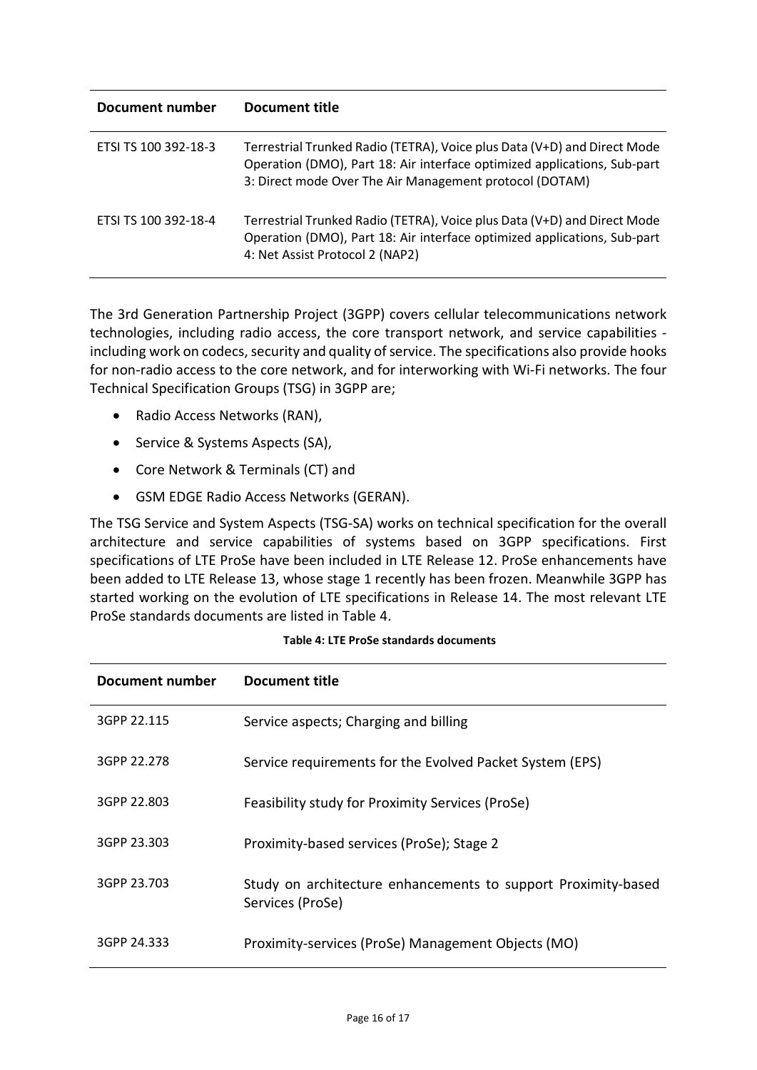| Document number | Document title |
|---|---|
| ETSI TS 100 392-18-3 | Terrestrial Trunked Radio (TETRA), Voice plus Data (V+D) and Direct Mode Operation (DMO), Part 18: Air interface optimized applications, Sub-part 3: Direct mode Over The Air Management protocol (DOTAM) |
| ETSI TS 100 392-18-4 | Terrestrial Trunked Radio (TETRA), Voice plus Data (V+D) and Direct Mode Operation (DMO), Part 18: Air interface optimized applications, Sub-part 4: Net Assist Protocol 2 (NAP2) |

The 3rd Generation Partnership Project (3GPP) covers cellular telecommunications network technologies, including radio access, the core transport network, and service capabilities - including work on codecs, security and quality of service. The specifications also provide hooks for non-radio access to the core network, and for interworking with Wi-Fi networks. The four Technical Specification Groups (TSG) in 3GPP are;

- Radio Access Networks (RAN),
- Service & Systems Aspects (SA),
- Core Network & Terminals (CT) and
- GSM EDGE Radio Access Networks (GERAN).

The TSG Service and System Aspects (TSG-SA) works on technical specification for the overall architecture and service capabilities of systems based on 3GPP specifications. First specifications of LTE ProSe have been included in LTE Release 12. ProSe enhancements have been added to LTE Release 13, whose stage 1 recently has been frozen. Meanwhile 3GPP has started working on the evolution of LTE specifications in Release 14. The most relevant LTE ProSe standards documents are listed in Table 4.

**Table 4: LTE ProSe standards documents**

| Document number | Document title |
|---|---|
| 3GPP 22.115 | Service aspects; Charging and billing |
| 3GPP 22.278 | Service requirements for the Evolved Packet System (EPS) |
| 3GPP 22.803 | Feasibility study for Proximity Services (ProSe) |
| 3GPP 23.303 | Proximity-based services (ProSe); Stage 2 |
| 3GPP 23.703 | Study on architecture enhancements to support Proximity-based Services (ProSe) |
| 3GPP 24.333 | Proximity-services (ProSe) Management Objects (MO) |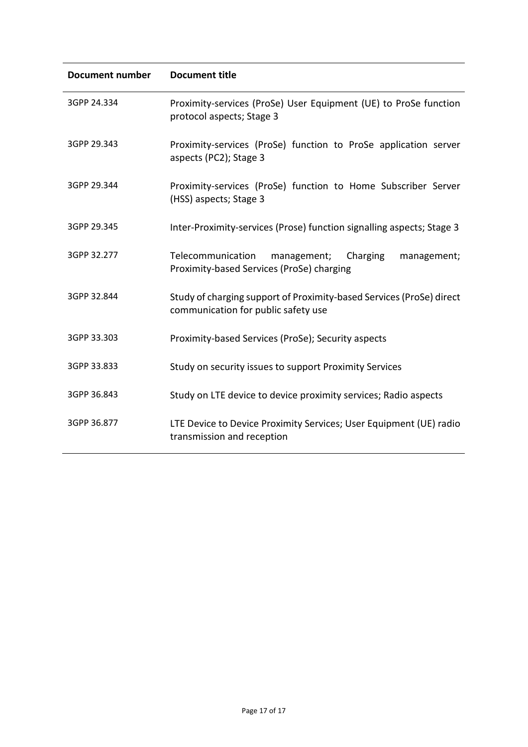| Document number | Document title |
|---|---|
| 3GPP 24.334 | Proximity-services (ProSe) User Equipment (UE) to ProSe function protocol aspects; Stage 3 |
| 3GPP 29.343 | Proximity-services (ProSe) function to ProSe application server aspects (PC2); Stage 3 |
| 3GPP 29.344 | Proximity-services (ProSe) function to Home Subscriber Server (HSS) aspects; Stage 3 |
| 3GPP 29.345 | Inter-Proximity-services (Prose) function signalling aspects; Stage 3 |
| 3GPP 32.277 | Telecommunication management; Charging management; Proximity-based Services (ProSe) charging |
| 3GPP 32.844 | Study of charging support of Proximity-based Services (ProSe) direct communication for public safety use |
| 3GPP 33.303 | Proximity-based Services (ProSe); Security aspects |
| 3GPP 33.833 | Study on security issues to support Proximity Services |
| 3GPP 36.843 | Study on LTE device to device proximity services; Radio aspects |
| 3GPP 36.877 | LTE Device to Device Proximity Services; User Equipment (UE) radio transmission and reception |